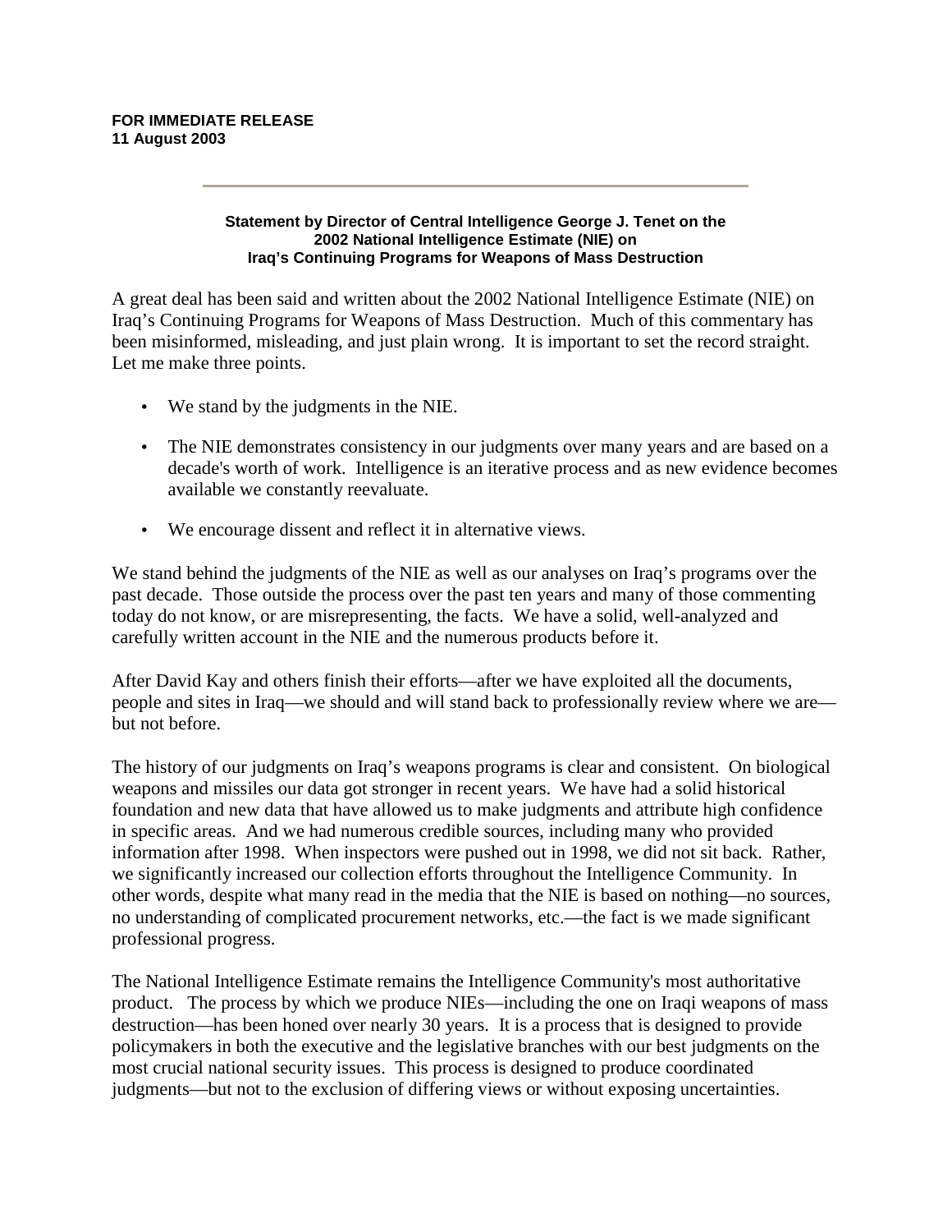**FOR IMMEDIATE RELEASE**
**11 August 2003**

---

**Statement by Director of Central Intelligence George J. Tenet on the 2002 National Intelligence Estimate (NIE) on Iraq's Continuing Programs for Weapons of Mass Destruction**

A great deal has been said and written about the 2002 National Intelligence Estimate (NIE) on Iraq's Continuing Programs for Weapons of Mass Destruction. Much of this commentary has been misinformed, misleading, and just plain wrong. It is important to set the record straight. Let me make three points.

- We stand by the judgments in the NIE.
- The NIE demonstrates consistency in our judgments over many years and are based on a decade's worth of work. Intelligence is an iterative process and as new evidence becomes available we constantly reevaluate.
- We encourage dissent and reflect it in alternative views.

We stand behind the judgments of the NIE as well as our analyses on Iraq's programs over the past decade. Those outside the process over the past ten years and many of those commenting today do not know, or are misrepresenting, the facts. We have a solid, well-analyzed and carefully written account in the NIE and the numerous products before it.

After David Kay and others finish their efforts—after we have exploited all the documents, people and sites in Iraq—we should and will stand back to professionally review where we are—but not before.

The history of our judgments on Iraq's weapons programs is clear and consistent. On biological weapons and missiles our data got stronger in recent years. We have had a solid historical foundation and new data that have allowed us to make judgments and attribute high confidence in specific areas. And we had numerous credible sources, including many who provided information after 1998. When inspectors were pushed out in 1998, we did not sit back. Rather, we significantly increased our collection efforts throughout the Intelligence Community. In other words, despite what many read in the media that the NIE is based on nothing—no sources, no understanding of complicated procurement networks, etc.—the fact is we made significant professional progress.

The National Intelligence Estimate remains the Intelligence Community's most authoritative product. The process by which we produce NIEs—including the one on Iraqi weapons of mass destruction—has been honed over nearly 30 years. It is a process that is designed to provide policymakers in both the executive and the legislative branches with our best judgments on the most crucial national security issues. This process is designed to produce coordinated judgments—but not to the exclusion of differing views or without exposing uncertainties.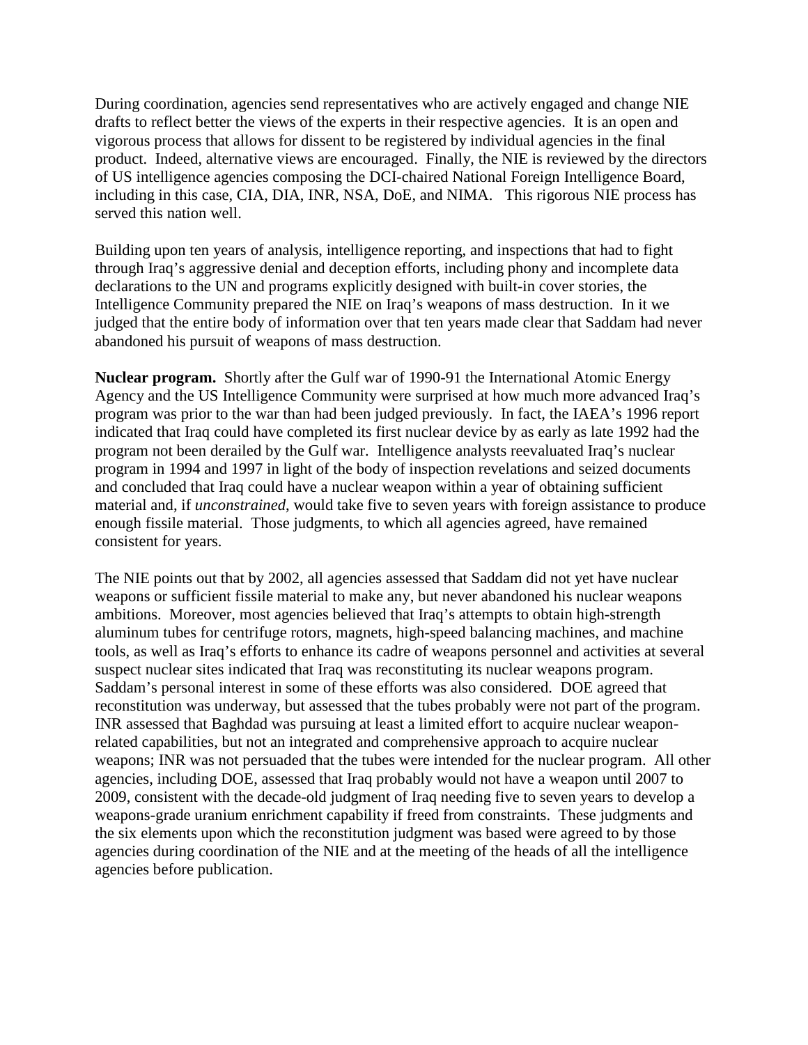During coordination, agencies send representatives who are actively engaged and change NIE drafts to reflect better the views of the experts in their respective agencies. It is an open and vigorous process that allows for dissent to be registered by individual agencies in the final product. Indeed, alternative views are encouraged. Finally, the NIE is reviewed by the directors of US intelligence agencies composing the DCI-chaired National Foreign Intelligence Board, including in this case, CIA, DIA, INR, NSA, DoE, and NIMA. This rigorous NIE process has served this nation well.

Building upon ten years of analysis, intelligence reporting, and inspections that had to fight through Iraq's aggressive denial and deception efforts, including phony and incomplete data declarations to the UN and programs explicitly designed with built-in cover stories, the Intelligence Community prepared the NIE on Iraq's weapons of mass destruction. In it we judged that the entire body of information over that ten years made clear that Saddam had never abandoned his pursuit of weapons of mass destruction.

**Nuclear program.** Shortly after the Gulf war of 1990-91 the International Atomic Energy Agency and the US Intelligence Community were surprised at how much more advanced Iraq's program was prior to the war than had been judged previously. In fact, the IAEA's 1996 report indicated that Iraq could have completed its first nuclear device by as early as late 1992 had the program not been derailed by the Gulf war. Intelligence analysts reevaluated Iraq's nuclear program in 1994 and 1997 in light of the body of inspection revelations and seized documents and concluded that Iraq could have a nuclear weapon within a year of obtaining sufficient material and, if *unconstrained*, would take five to seven years with foreign assistance to produce enough fissile material. Those judgments, to which all agencies agreed, have remained consistent for years.

The NIE points out that by 2002, all agencies assessed that Saddam did not yet have nuclear weapons or sufficient fissile material to make any, but never abandoned his nuclear weapons ambitions. Moreover, most agencies believed that Iraq's attempts to obtain high-strength aluminum tubes for centrifuge rotors, magnets, high-speed balancing machines, and machine tools, as well as Iraq's efforts to enhance its cadre of weapons personnel and activities at several suspect nuclear sites indicated that Iraq was reconstituting its nuclear weapons program. Saddam's personal interest in some of these efforts was also considered. DOE agreed that reconstitution was underway, but assessed that the tubes probably were not part of the program. INR assessed that Baghdad was pursuing at least a limited effort to acquire nuclear weapon-related capabilities, but not an integrated and comprehensive approach to acquire nuclear weapons; INR was not persuaded that the tubes were intended for the nuclear program. All other agencies, including DOE, assessed that Iraq probably would not have a weapon until 2007 to 2009, consistent with the decade-old judgment of Iraq needing five to seven years to develop a weapons-grade uranium enrichment capability if freed from constraints. These judgments and the six elements upon which the reconstitution judgment was based were agreed to by those agencies during coordination of the NIE and at the meeting of the heads of all the intelligence agencies before publication.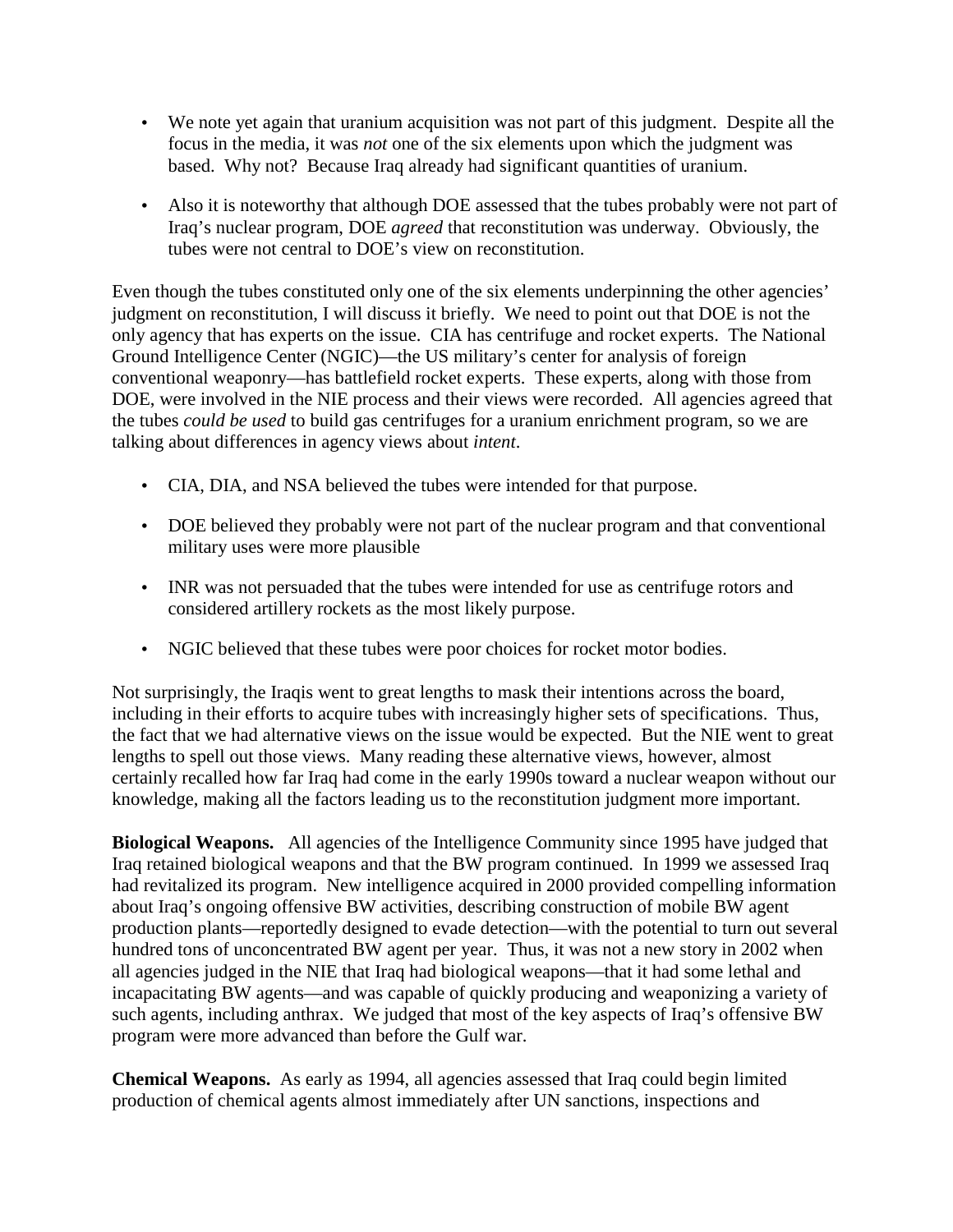- We note yet again that uranium acquisition was not part of this judgment. Despite all the focus in the media, it was *not* one of the six elements upon which the judgment was based. Why not? Because Iraq already had significant quantities of uranium.

- Also it is noteworthy that although DOE assessed that the tubes probably were not part of Iraq's nuclear program, DOE *agreed* that reconstitution was underway. Obviously, the tubes were not central to DOE's view on reconstitution.

Even though the tubes constituted only one of the six elements underpinning the other agencies' judgment on reconstitution, I will discuss it briefly. We need to point out that DOE is not the only agency that has experts on the issue. CIA has centrifuge and rocket experts. The National Ground Intelligence Center (NGIC)—the US military's center for analysis of foreign conventional weaponry—has battlefield rocket experts. These experts, along with those from DOE, were involved in the NIE process and their views were recorded. All agencies agreed that the tubes *could be used* to build gas centrifuges for a uranium enrichment program, so we are talking about differences in agency views about *intent*.

- CIA, DIA, and NSA believed the tubes were intended for that purpose.

- DOE believed they probably were not part of the nuclear program and that conventional military uses were more plausible

- INR was not persuaded that the tubes were intended for use as centrifuge rotors and considered artillery rockets as the most likely purpose.

- NGIC believed that these tubes were poor choices for rocket motor bodies.

Not surprisingly, the Iraqis went to great lengths to mask their intentions across the board, including in their efforts to acquire tubes with increasingly higher sets of specifications. Thus, the fact that we had alternative views on the issue would be expected. But the NIE went to great lengths to spell out those views. Many reading these alternative views, however, almost certainly recalled how far Iraq had come in the early 1990s toward a nuclear weapon without our knowledge, making all the factors leading us to the reconstitution judgment more important.

**Biological Weapons.** All agencies of the Intelligence Community since 1995 have judged that Iraq retained biological weapons and that the BW program continued. In 1999 we assessed Iraq had revitalized its program. New intelligence acquired in 2000 provided compelling information about Iraq's ongoing offensive BW activities, describing construction of mobile BW agent production plants—reportedly designed to evade detection—with the potential to turn out several hundred tons of unconcentrated BW agent per year. Thus, it was not a new story in 2002 when all agencies judged in the NIE that Iraq had biological weapons—that it had some lethal and incapacitating BW agents—and was capable of quickly producing and weaponizing a variety of such agents, including anthrax. We judged that most of the key aspects of Iraq's offensive BW program were more advanced than before the Gulf war.

**Chemical Weapons.** As early as 1994, all agencies assessed that Iraq could begin limited production of chemical agents almost immediately after UN sanctions, inspections and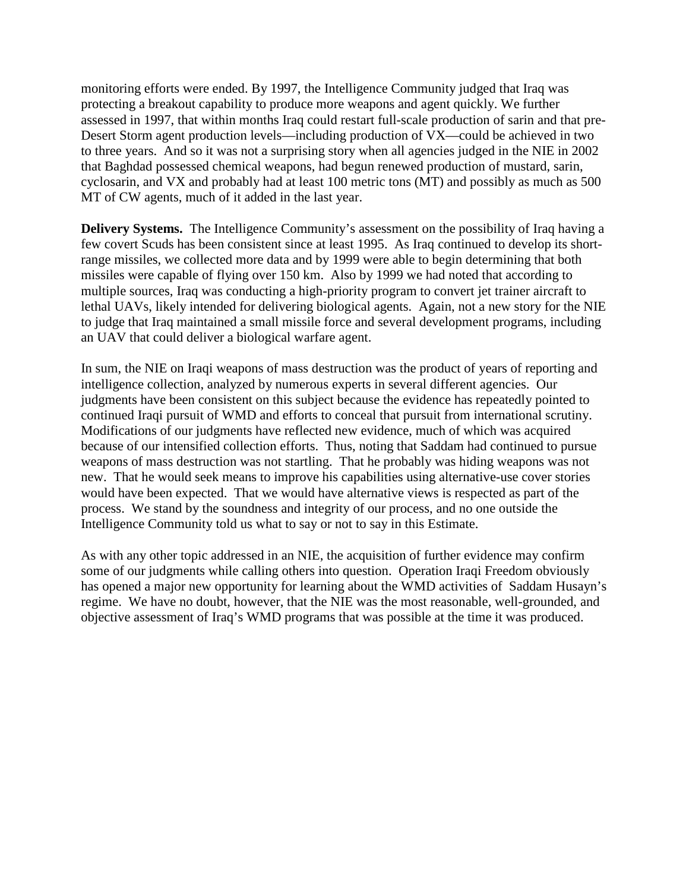monitoring efforts were ended. By 1997, the Intelligence Community judged that Iraq was protecting a breakout capability to produce more weapons and agent quickly. We further assessed in 1997, that within months Iraq could restart full-scale production of sarin and that pre-Desert Storm agent production levels—including production of VX—could be achieved in two to three years. And so it was not a surprising story when all agencies judged in the NIE in 2002 that Baghdad possessed chemical weapons, had begun renewed production of mustard, sarin, cyclosarin, and VX and probably had at least 100 metric tons (MT) and possibly as much as 500 MT of CW agents, much of it added in the last year.

**Delivery Systems.** The Intelligence Community's assessment on the possibility of Iraq having a few covert Scuds has been consistent since at least 1995. As Iraq continued to develop its short-range missiles, we collected more data and by 1999 were able to begin determining that both missiles were capable of flying over 150 km. Also by 1999 we had noted that according to multiple sources, Iraq was conducting a high-priority program to convert jet trainer aircraft to lethal UAVs, likely intended for delivering biological agents. Again, not a new story for the NIE to judge that Iraq maintained a small missile force and several development programs, including an UAV that could deliver a biological warfare agent.

In sum, the NIE on Iraqi weapons of mass destruction was the product of years of reporting and intelligence collection, analyzed by numerous experts in several different agencies. Our judgments have been consistent on this subject because the evidence has repeatedly pointed to continued Iraqi pursuit of WMD and efforts to conceal that pursuit from international scrutiny. Modifications of our judgments have reflected new evidence, much of which was acquired because of our intensified collection efforts. Thus, noting that Saddam had continued to pursue weapons of mass destruction was not startling. That he probably was hiding weapons was not new. That he would seek means to improve his capabilities using alternative-use cover stories would have been expected. That we would have alternative views is respected as part of the process. We stand by the soundness and integrity of our process, and no one outside the Intelligence Community told us what to say or not to say in this Estimate.

As with any other topic addressed in an NIE, the acquisition of further evidence may confirm some of our judgments while calling others into question. Operation Iraqi Freedom obviously has opened a major new opportunity for learning about the WMD activities of Saddam Husayn's regime. We have no doubt, however, that the NIE was the most reasonable, well-grounded, and objective assessment of Iraq's WMD programs that was possible at the time it was produced.